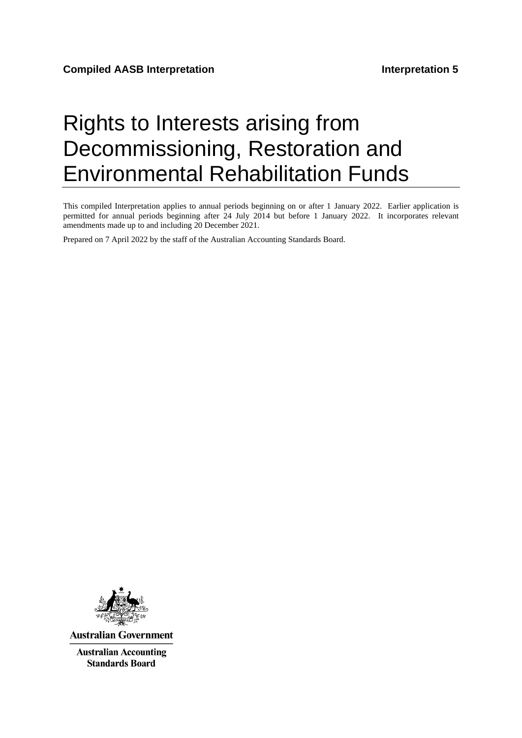**Compiled AASB Interpretation** **Interpretation 5**

# Rights to Interests arising from Decommissioning, Restoration and Environmental Rehabilitation Funds

This compiled Interpretation applies to annual periods beginning on or after 1 January 2022. Earlier application is permitted for annual periods beginning after 24 July 2014 but before 1 January 2022. It incorporates relevant amendments made up to and including 20 December 2021.

Prepared on 7 April 2022 by the staff of the Australian Accounting Standards Board.

**Australian Government**

**Australian Accounting Standards Board**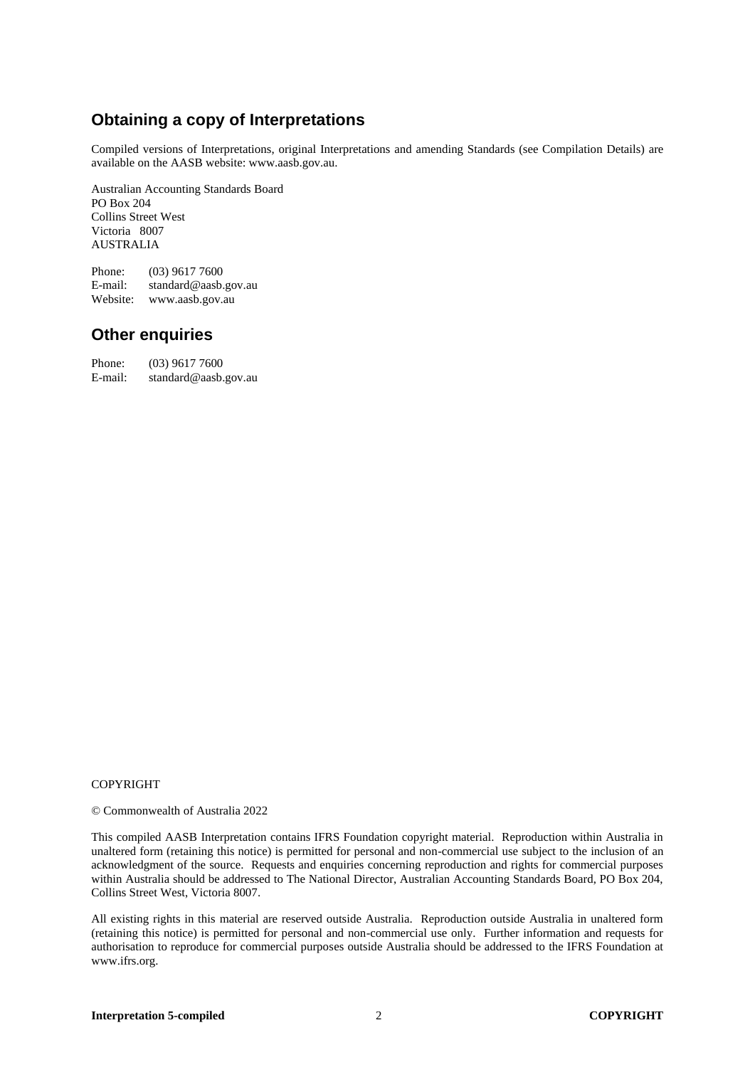## Obtaining a copy of Interpretations

Compiled versions of Interpretations, original Interpretations and amending Standards (see Compilation Details) are available on the AASB website: www.aasb.gov.au.

Australian Accounting Standards Board
PO Box 204
Collins Street West
Victoria 8007
AUSTRALIA

Phone: (03) 9617 7600
E-mail: standard@aasb.gov.au
Website: www.aasb.gov.au

## Other enquiries

Phone: (03) 9617 7600
E-mail: standard@aasb.gov.au

COPYRIGHT

© Commonwealth of Australia 2022

This compiled AASB Interpretation contains IFRS Foundation copyright material. Reproduction within Australia in unaltered form (retaining this notice) is permitted for personal and non-commercial use subject to the inclusion of an acknowledgment of the source. Requests and enquiries concerning reproduction and rights for commercial purposes within Australia should be addressed to The National Director, Australian Accounting Standards Board, PO Box 204, Collins Street West, Victoria 8007.

All existing rights in this material are reserved outside Australia. Reproduction outside Australia in unaltered form (retaining this notice) is permitted for personal and non-commercial use only. Further information and requests for authorisation to reproduce for commercial purposes outside Australia should be addressed to the IFRS Foundation at www.ifrs.org.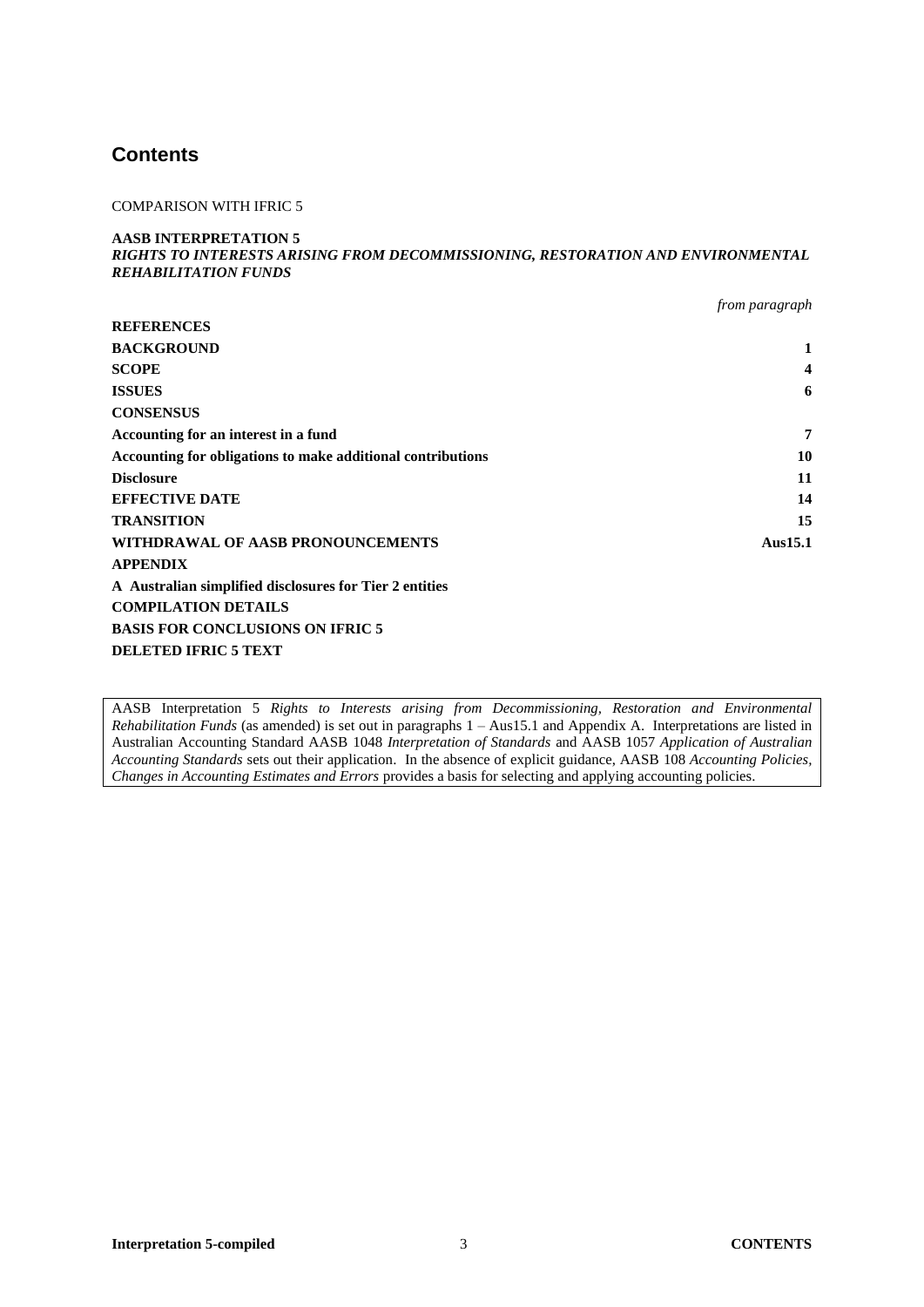## Contents

COMPARISON WITH IFRIC 5

**AASB INTERPRETATION 5**
***RIGHTS TO INTERESTS ARISING FROM DECOMMISSIONING, RESTORATION AND ENVIRONMENTAL REHABILITATION FUNDS***

| | *from paragraph* |
|---|---|
| **REFERENCES** | |
| **BACKGROUND** | **1** |
| **SCOPE** | **4** |
| **ISSUES** | **6** |
| **CONSENSUS** | |
| **Accounting for an interest in a fund** | **7** |
| **Accounting for obligations to make additional contributions** | **10** |
| **Disclosure** | **11** |
| **EFFECTIVE DATE** | **14** |
| **TRANSITION** | **15** |
| **WITHDRAWAL OF AASB PRONOUNCEMENTS** | **Aus15.1** |
| **APPENDIX** | |
| **A Australian simplified disclosures for Tier 2 entities** | |
| **COMPILATION DETAILS** | |
| **BASIS FOR CONCLUSIONS ON IFRIC 5** | |
| **DELETED IFRIC 5 TEXT** | |

AASB Interpretation 5 *Rights to Interests arising from Decommissioning, Restoration and Environmental Rehabilitation Funds* (as amended) is set out in paragraphs 1 – Aus15.1 and Appendix A. Interpretations are listed in Australian Accounting Standard AASB 1048 *Interpretation of Standards* and AASB 1057 *Application of Australian Accounting Standards* sets out their application. In the absence of explicit guidance, AASB 108 *Accounting Policies, Changes in Accounting Estimates and Errors* provides a basis for selecting and applying accounting policies.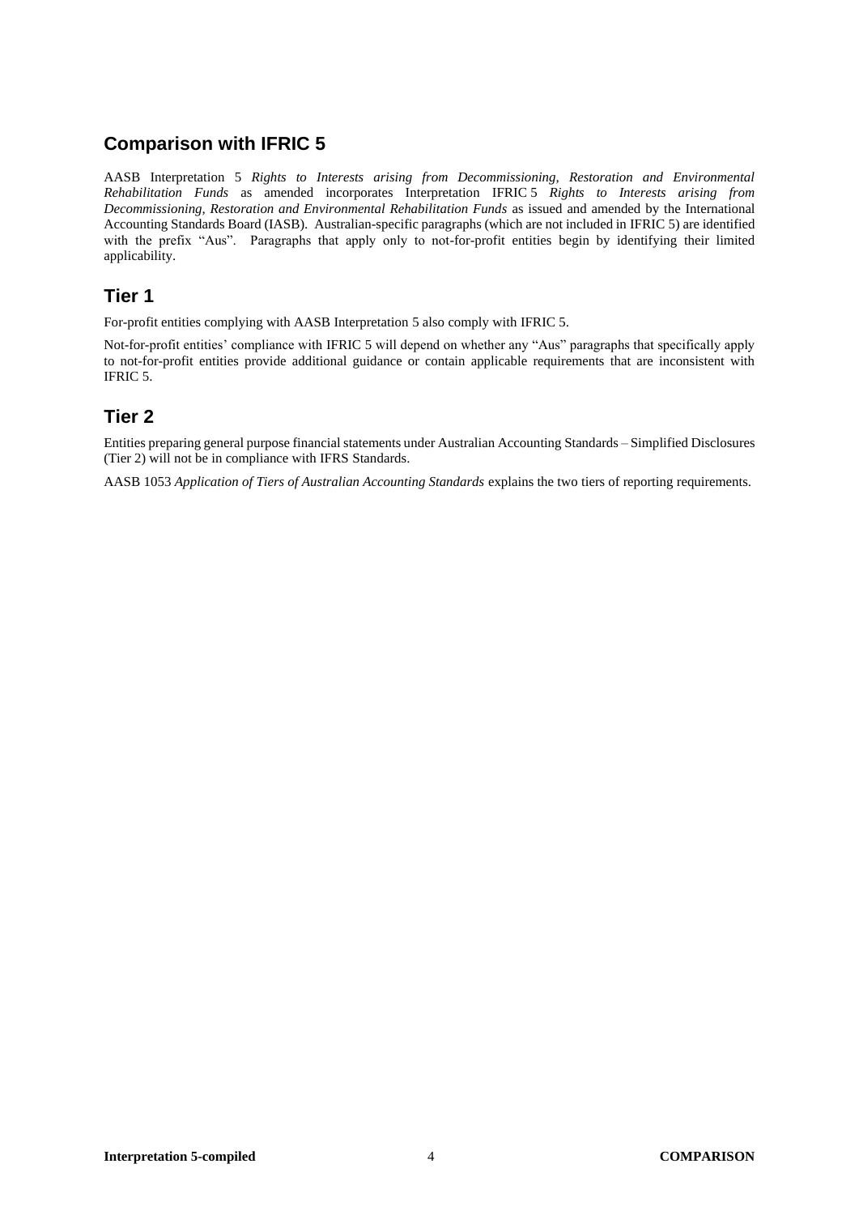## Comparison with IFRIC 5

AASB Interpretation 5 *Rights to Interests arising from Decommissioning, Restoration and Environmental Rehabilitation Funds* as amended incorporates Interpretation IFRIC 5 *Rights to Interests arising from Decommissioning, Restoration and Environmental Rehabilitation Funds* as issued and amended by the International Accounting Standards Board (IASB). Australian-specific paragraphs (which are not included in IFRIC 5) are identified with the prefix "Aus". Paragraphs that apply only to not-for-profit entities begin by identifying their limited applicability.

## Tier 1

For-profit entities complying with AASB Interpretation 5 also comply with IFRIC 5.

Not-for-profit entities' compliance with IFRIC 5 will depend on whether any "Aus" paragraphs that specifically apply to not-for-profit entities provide additional guidance or contain applicable requirements that are inconsistent with IFRIC 5.

## Tier 2

Entities preparing general purpose financial statements under Australian Accounting Standards – Simplified Disclosures (Tier 2) will not be in compliance with IFRS Standards.

AASB 1053 *Application of Tiers of Australian Accounting Standards* explains the two tiers of reporting requirements.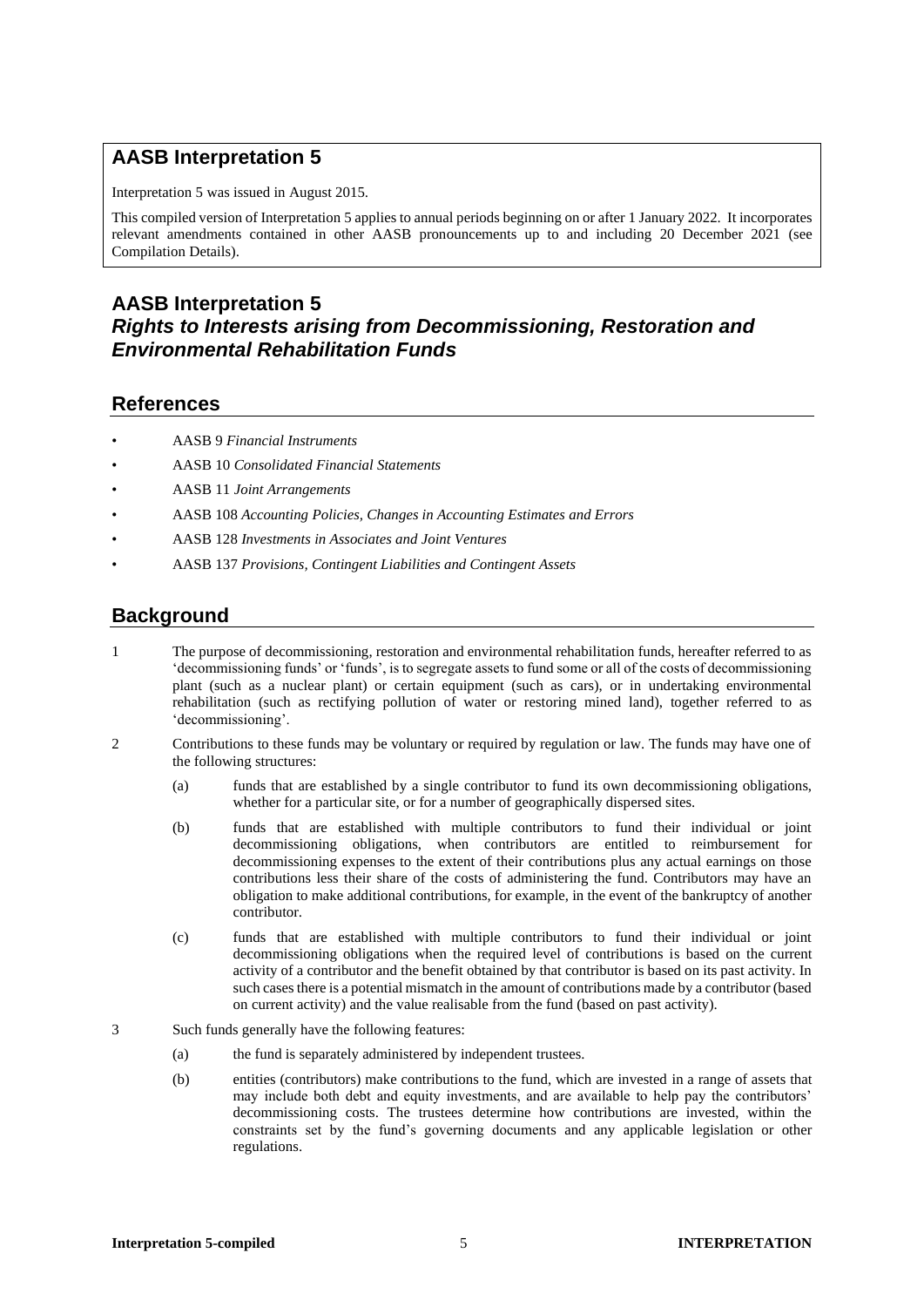## AASB Interpretation 5

Interpretation 5 was issued in August 2015.

This compiled version of Interpretation 5 applies to annual periods beginning on or after 1 January 2022. It incorporates relevant amendments contained in other AASB pronouncements up to and including 20 December 2021 (see Compilation Details).

# AASB Interpretation 5
# *Rights to Interests arising from Decommissioning, Restoration and Environmental Rehabilitation Funds*

## References

- AASB 9 *Financial Instruments*
- AASB 10 *Consolidated Financial Statements*
- AASB 11 *Joint Arrangements*
- AASB 108 *Accounting Policies, Changes in Accounting Estimates and Errors*
- AASB 128 *Investments in Associates and Joint Ventures*
- AASB 137 *Provisions, Contingent Liabilities and Contingent Assets*

## Background

1 The purpose of decommissioning, restoration and environmental rehabilitation funds, hereafter referred to as 'decommissioning funds' or 'funds', is to segregate assets to fund some or all of the costs of decommissioning plant (such as a nuclear plant) or certain equipment (such as cars), or in undertaking environmental rehabilitation (such as rectifying pollution of water or restoring mined land), together referred to as 'decommissioning'.

2 Contributions to these funds may be voluntary or required by regulation or law. The funds may have one of the following structures:

   (a) funds that are established by a single contributor to fund its own decommissioning obligations, whether for a particular site, or for a number of geographically dispersed sites.

   (b) funds that are established with multiple contributors to fund their individual or joint decommissioning obligations, when contributors are entitled to reimbursement for decommissioning expenses to the extent of their contributions plus any actual earnings on those contributions less their share of the costs of administering the fund. Contributors may have an obligation to make additional contributions, for example, in the event of the bankruptcy of another contributor.

   (c) funds that are established with multiple contributors to fund their individual or joint decommissioning obligations when the required level of contributions is based on the current activity of a contributor and the benefit obtained by that contributor is based on its past activity. In such cases there is a potential mismatch in the amount of contributions made by a contributor (based on current activity) and the value realisable from the fund (based on past activity).

3 Such funds generally have the following features:

   (a) the fund is separately administered by independent trustees.

   (b) entities (contributors) make contributions to the fund, which are invested in a range of assets that may include both debt and equity investments, and are available to help pay the contributors' decommissioning costs. The trustees determine how contributions are invested, within the constraints set by the fund's governing documents and any applicable legislation or other regulations.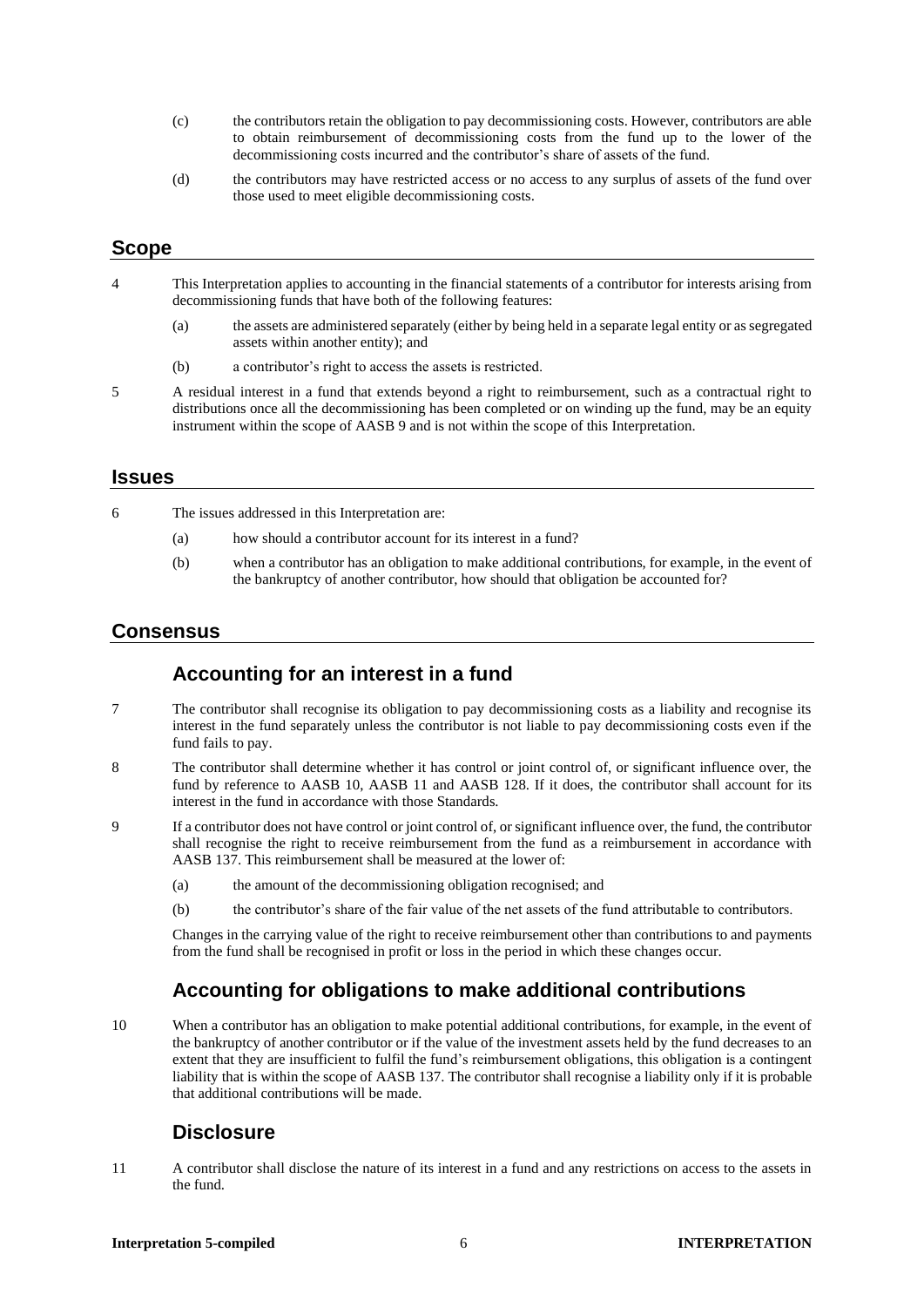(c) the contributors retain the obligation to pay decommissioning costs. However, contributors are able to obtain reimbursement of decommissioning costs from the fund up to the lower of the decommissioning costs incurred and the contributor's share of assets of the fund.

(d) the contributors may have restricted access or no access to any surplus of assets of the fund over those used to meet eligible decommissioning costs.

## Scope

4 This Interpretation applies to accounting in the financial statements of a contributor for interests arising from decommissioning funds that have both of the following features:

(a) the assets are administered separately (either by being held in a separate legal entity or as segregated assets within another entity); and

(b) a contributor's right to access the assets is restricted.

5 A residual interest in a fund that extends beyond a right to reimbursement, such as a contractual right to distributions once all the decommissioning has been completed or on winding up the fund, may be an equity instrument within the scope of AASB 9 and is not within the scope of this Interpretation.

## Issues

6 The issues addressed in this Interpretation are:

(a) how should a contributor account for its interest in a fund?

(b) when a contributor has an obligation to make additional contributions, for example, in the event of the bankruptcy of another contributor, how should that obligation be accounted for?

## Consensus

### Accounting for an interest in a fund

7 The contributor shall recognise its obligation to pay decommissioning costs as a liability and recognise its interest in the fund separately unless the contributor is not liable to pay decommissioning costs even if the fund fails to pay.

8 The contributor shall determine whether it has control or joint control of, or significant influence over, the fund by reference to AASB 10, AASB 11 and AASB 128. If it does, the contributor shall account for its interest in the fund in accordance with those Standards.

9 If a contributor does not have control or joint control of, or significant influence over, the fund, the contributor shall recognise the right to receive reimbursement from the fund as a reimbursement in accordance with AASB 137. This reimbursement shall be measured at the lower of:

(a) the amount of the decommissioning obligation recognised; and

(b) the contributor's share of the fair value of the net assets of the fund attributable to contributors.

Changes in the carrying value of the right to receive reimbursement other than contributions to and payments from the fund shall be recognised in profit or loss in the period in which these changes occur.

### Accounting for obligations to make additional contributions

10 When a contributor has an obligation to make potential additional contributions, for example, in the event of the bankruptcy of another contributor or if the value of the investment assets held by the fund decreases to an extent that they are insufficient to fulfil the fund's reimbursement obligations, this obligation is a contingent liability that is within the scope of AASB 137. The contributor shall recognise a liability only if it is probable that additional contributions will be made.

### Disclosure

11 A contributor shall disclose the nature of its interest in a fund and any restrictions on access to the assets in the fund.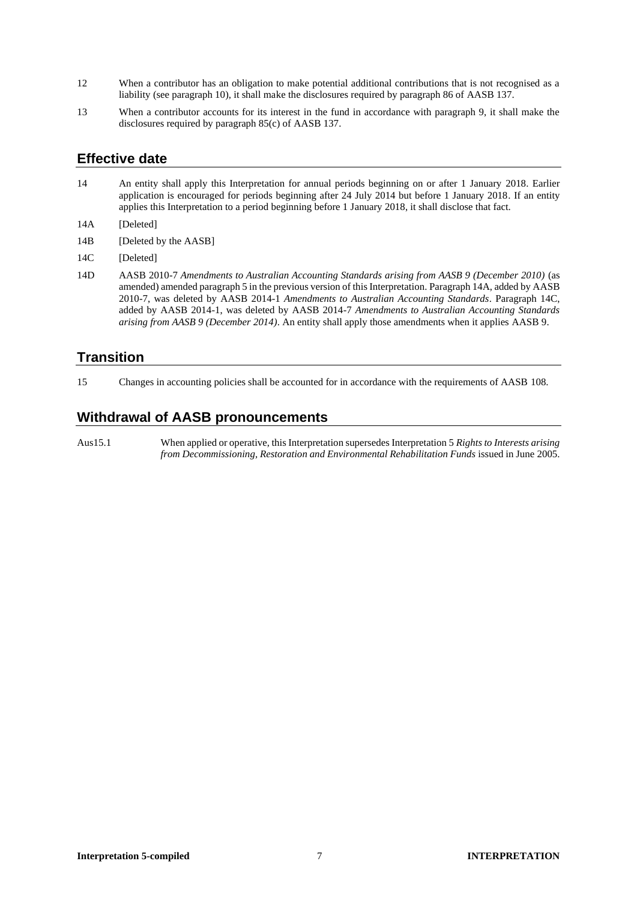12 When a contributor has an obligation to make potential additional contributions that is not recognised as a liability (see paragraph 10), it shall make the disclosures required by paragraph 86 of AASB 137.

13 When a contributor accounts for its interest in the fund in accordance with paragraph 9, it shall make the disclosures required by paragraph 85(c) of AASB 137.

## Effective date

14 An entity shall apply this Interpretation for annual periods beginning on or after 1 January 2018. Earlier application is encouraged for periods beginning after 24 July 2014 but before 1 January 2018. If an entity applies this Interpretation to a period beginning before 1 January 2018, it shall disclose that fact.

14A [Deleted]

14B [Deleted by the AASB]

14C [Deleted]

14D AASB 2010-7 *Amendments to Australian Accounting Standards arising from AASB 9 (December 2010)* (as amended) amended paragraph 5 in the previous version of this Interpretation. Paragraph 14A, added by AASB 2010-7, was deleted by AASB 2014-1 *Amendments to Australian Accounting Standards*. Paragraph 14C, added by AASB 2014-1, was deleted by AASB 2014-7 *Amendments to Australian Accounting Standards arising from AASB 9 (December 2014)*. An entity shall apply those amendments when it applies AASB 9.

## Transition

15 Changes in accounting policies shall be accounted for in accordance with the requirements of AASB 108.

## Withdrawal of AASB pronouncements

Aus15.1 When applied or operative, this Interpretation supersedes Interpretation 5 *Rights to Interests arising from Decommissioning, Restoration and Environmental Rehabilitation Funds* issued in June 2005.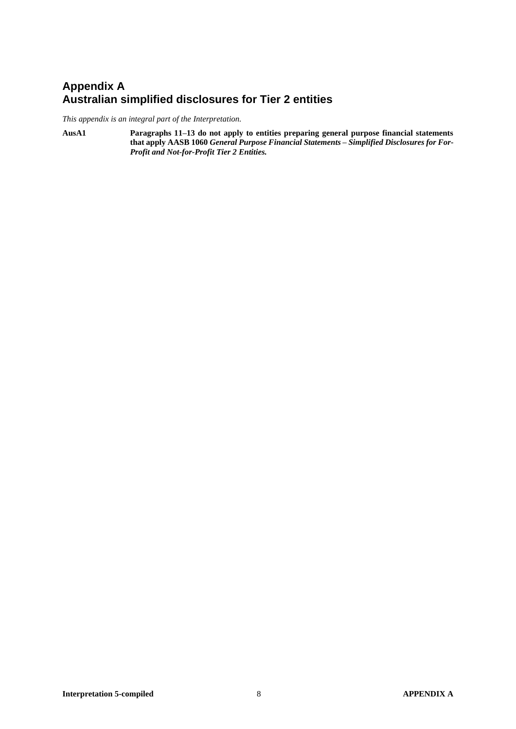# Appendix A
# Australian simplified disclosures for Tier 2 entities

*This appendix is an integral part of the Interpretation.*

**AusA1** **Paragraphs 11–13 do not apply to entities preparing general purpose financial statements that apply AASB 1060 *General Purpose Financial Statements – Simplified Disclosures for For-Profit and Not-for-Profit Tier 2 Entities.***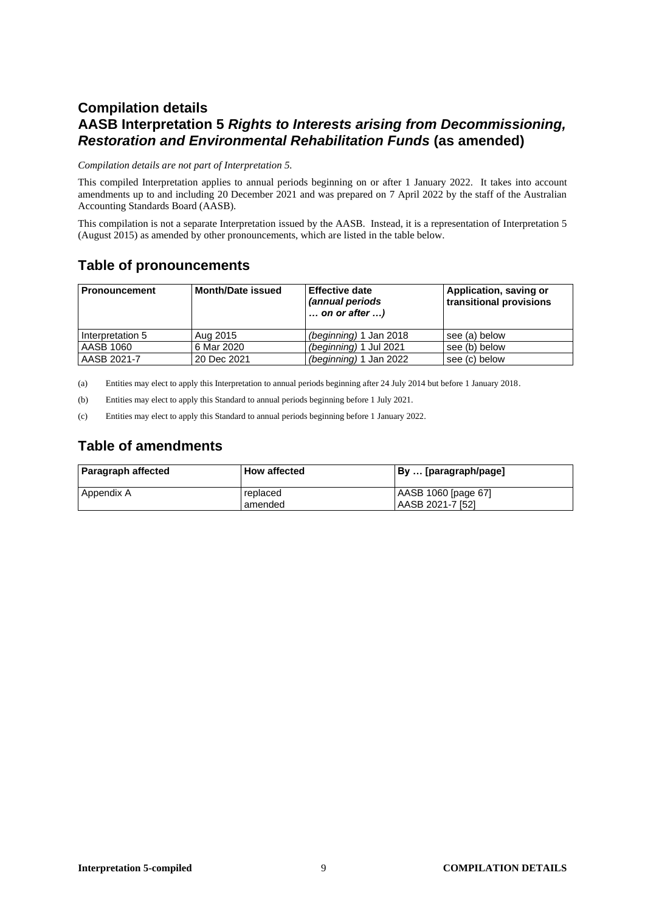## Compilation details

## AASB Interpretation 5 *Rights to Interests arising from Decommissioning, Restoration and Environmental Rehabilitation Funds* (as amended)

*Compilation details are not part of Interpretation 5.*

This compiled Interpretation applies to annual periods beginning on or after 1 January 2022. It takes into account amendments up to and including 20 December 2021 and was prepared on 7 April 2022 by the staff of the Australian Accounting Standards Board (AASB).

This compilation is not a separate Interpretation issued by the AASB. Instead, it is a representation of Interpretation 5 (August 2015) as amended by other pronouncements, which are listed in the table below.

## Table of pronouncements

| Pronouncement | Month/Date issued | Effective date *(annual periods … on or after …)* | Application, saving or transitional provisions |
|---|---|---|---|
| Interpretation 5 | Aug 2015 | *(beginning)* 1 Jan 2018 | see (a) below |
| AASB 1060 | 6 Mar 2020 | *(beginning)* 1 Jul 2021 | see (b) below |
| AASB 2021-7 | 20 Dec 2021 | *(beginning)* 1 Jan 2022 | see (c) below |

(a) Entities may elect to apply this Interpretation to annual periods beginning after 24 July 2014 but before 1 January 2018.

(b) Entities may elect to apply this Standard to annual periods beginning before 1 July 2021.

(c) Entities may elect to apply this Standard to annual periods beginning before 1 January 2022.

## Table of amendments

| Paragraph affected | How affected | By … [paragraph/page] |
|---|---|---|
| Appendix A | replaced<br>amended | AASB 1060 [page 67]<br>AASB 2021-7 [52] |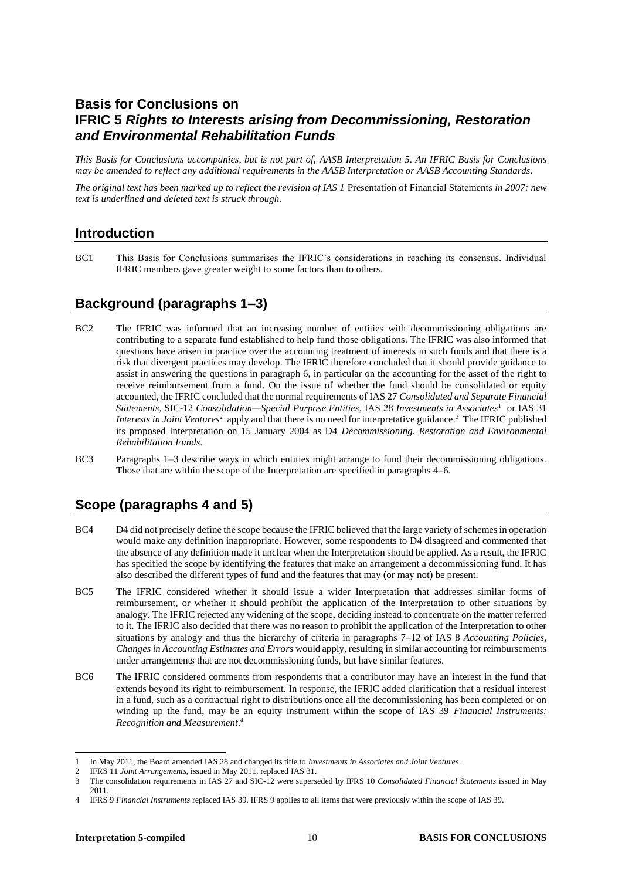# Basis for Conclusions on IFRIC 5 *Rights to Interests arising from Decommissioning, Restoration and Environmental Rehabilitation Funds*

*This Basis for Conclusions accompanies, but is not part of, AASB Interpretation 5. An IFRIC Basis for Conclusions may be amended to reflect any additional requirements in the AASB Interpretation or AASB Accounting Standards.*

*The original text has been marked up to reflect the revision of IAS 1* Presentation of Financial Statements *in 2007: new text is underlined and deleted text is struck through.*

## Introduction

BC1 This Basis for Conclusions summarises the IFRIC's considerations in reaching its consensus. Individual IFRIC members gave greater weight to some factors than to others.

## Background (paragraphs 1–3)

BC2 The IFRIC was informed that an increasing number of entities with decommissioning obligations are contributing to a separate fund established to help fund those obligations. The IFRIC was also informed that questions have arisen in practice over the accounting treatment of interests in such funds and that there is a risk that divergent practices may develop. The IFRIC therefore concluded that it should provide guidance to assist in answering the questions in paragraph 6, in particular on the accounting for the asset of the right to receive reimbursement from a fund. On the issue of whether the fund should be consolidated or equity accounted, the IFRIC concluded that the normal requirements of IAS 27 *Consolidated and Separate Financial Statements*, SIC-12 *Consolidation—Special Purpose Entities*, IAS 28 *Investments in Associates*[1] or IAS 31 *Interests in Joint Ventures*[2] apply and that there is no need for interpretative guidance.[3] The IFRIC published its proposed Interpretation on 15 January 2004 as D4 *Decommissioning, Restoration and Environmental Rehabilitation Funds*.

BC3 Paragraphs 1–3 describe ways in which entities might arrange to fund their decommissioning obligations. Those that are within the scope of the Interpretation are specified in paragraphs 4–6.

## Scope (paragraphs 4 and 5)

BC4 D4 did not precisely define the scope because the IFRIC believed that the large variety of schemes in operation would make any definition inappropriate. However, some respondents to D4 disagreed and commented that the absence of any definition made it unclear when the Interpretation should be applied. As a result, the IFRIC has specified the scope by identifying the features that make an arrangement a decommissioning fund. It has also described the different types of fund and the features that may (or may not) be present.

BC5 The IFRIC considered whether it should issue a wider Interpretation that addresses similar forms of reimbursement, or whether it should prohibit the application of the Interpretation to other situations by analogy. The IFRIC rejected any widening of the scope, deciding instead to concentrate on the matter referred to it. The IFRIC also decided that there was no reason to prohibit the application of the Interpretation to other situations by analogy and thus the hierarchy of criteria in paragraphs 7–12 of IAS 8 *Accounting Policies, Changes in Accounting Estimates and Errors* would apply, resulting in similar accounting for reimbursements under arrangements that are not decommissioning funds, but have similar features.

BC6 The IFRIC considered comments from respondents that a contributor may have an interest in the fund that extends beyond its right to reimbursement. In response, the IFRIC added clarification that a residual interest in a fund, such as a contractual right to distributions once all the decommissioning has been completed or on winding up the fund, may be an equity instrument within the scope of IAS 39 *Financial Instruments: Recognition and Measurement*.[4]

---

1 In May 2011, the Board amended IAS 28 and changed its title to *Investments in Associates and Joint Ventures*.

2 IFRS 11 *Joint Arrangements*, issued in May 2011, replaced IAS 31.

3 The consolidation requirements in IAS 27 and SIC-12 were superseded by IFRS 10 *Consolidated Financial Statements* issued in May 2011.

4 IFRS 9 *Financial Instruments* replaced IAS 39. IFRS 9 applies to all items that were previously within the scope of IAS 39.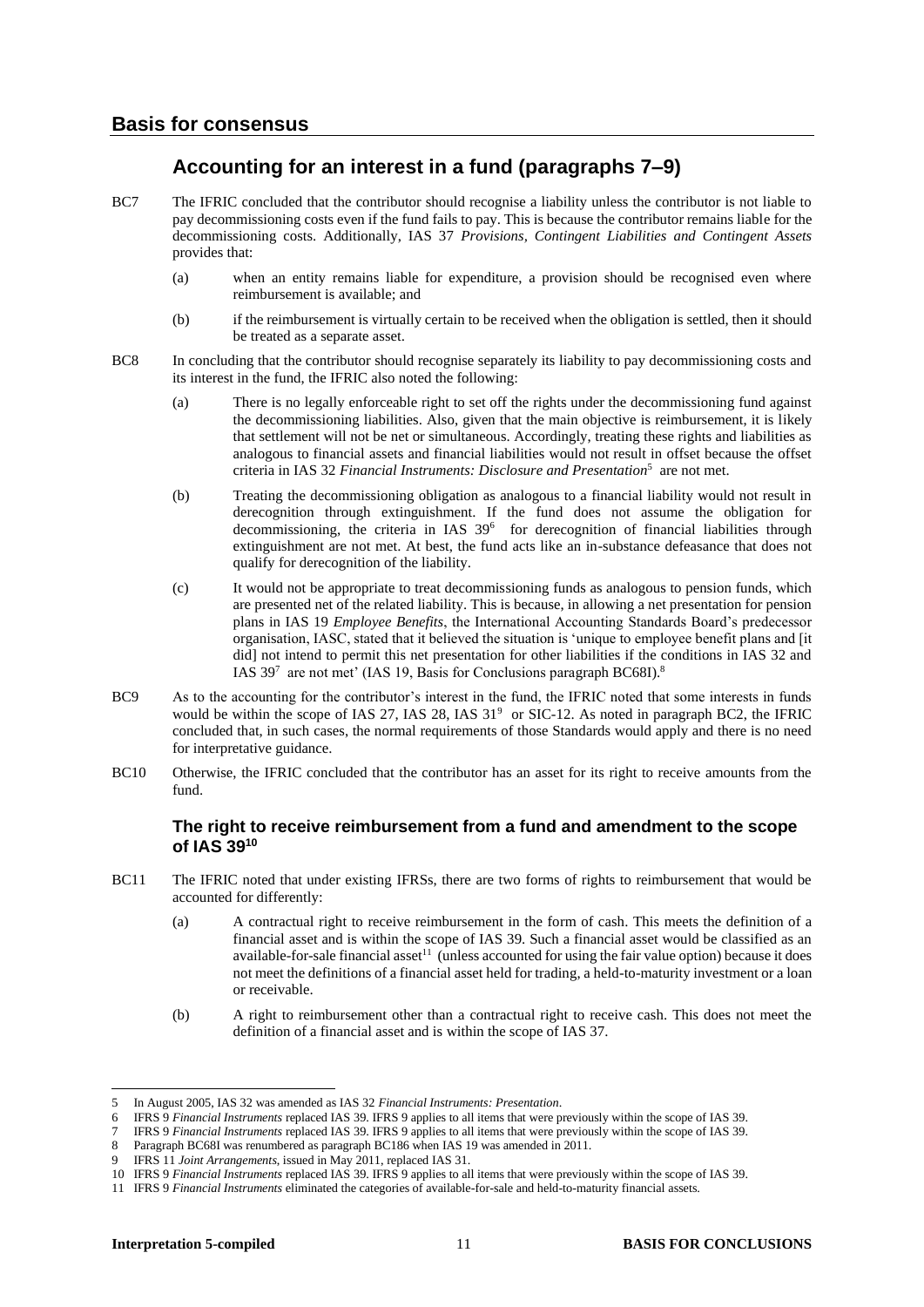## Basis for consensus

### Accounting for an interest in a fund (paragraphs 7–9)

BC7 The IFRIC concluded that the contributor should recognise a liability unless the contributor is not liable to pay decommissioning costs even if the fund fails to pay. This is because the contributor remains liable for the decommissioning costs. Additionally, IAS 37 *Provisions, Contingent Liabilities and Contingent Assets* provides that:

- (a) when an entity remains liable for expenditure, a provision should be recognised even where reimbursement is available; and
- (b) if the reimbursement is virtually certain to be received when the obligation is settled, then it should be treated as a separate asset.

BC8 In concluding that the contributor should recognise separately its liability to pay decommissioning costs and its interest in the fund, the IFRIC also noted the following:

- (a) There is no legally enforceable right to set off the rights under the decommissioning fund against the decommissioning liabilities. Also, given that the main objective is reimbursement, it is likely that settlement will not be net or simultaneous. Accordingly, treating these rights and liabilities as analogous to financial assets and financial liabilities would not result in offset because the offset criteria in IAS 32 *Financial Instruments: Disclosure and Presentation*[5] are not met.
- (b) Treating the decommissioning obligation as analogous to a financial liability would not result in derecognition through extinguishment. If the fund does not assume the obligation for decommissioning, the criteria in IAS 39[6] for derecognition of financial liabilities through extinguishment are not met. At best, the fund acts like an in-substance defeasance that does not qualify for derecognition of the liability.
- (c) It would not be appropriate to treat decommissioning funds as analogous to pension funds, which are presented net of the related liability. This is because, in allowing a net presentation for pension plans in IAS 19 *Employee Benefits*, the International Accounting Standards Board's predecessor organisation, IASC, stated that it believed the situation is 'unique to employee benefit plans and [it did] not intend to permit this net presentation for other liabilities if the conditions in IAS 32 and IAS 39[7] are not met' (IAS 19, Basis for Conclusions paragraph BC68I).[8]

BC9 As to the accounting for the contributor's interest in the fund, the IFRIC noted that some interests in funds would be within the scope of IAS 27, IAS 28, IAS 31[9] or SIC-12. As noted in paragraph BC2, the IFRIC concluded that, in such cases, the normal requirements of those Standards would apply and there is no need for interpretative guidance.

BC10 Otherwise, the IFRIC concluded that the contributor has an asset for its right to receive amounts from the fund.

#### The right to receive reimbursement from a fund and amendment to the scope of IAS 39[10]

BC11 The IFRIC noted that under existing IFRSs, there are two forms of rights to reimbursement that would be accounted for differently:

- (a) A contractual right to receive reimbursement in the form of cash. This meets the definition of a financial asset and is within the scope of IAS 39. Such a financial asset would be classified as an available-for-sale financial asset[11] (unless accounted for using the fair value option) because it does not meet the definitions of a financial asset held for trading, a held-to-maturity investment or a loan or receivable.
- (b) A right to reimbursement other than a contractual right to receive cash. This does not meet the definition of a financial asset and is within the scope of IAS 37.

---

5 In August 2005, IAS 32 was amended as IAS 32 *Financial Instruments: Presentation*.

6 IFRS 9 *Financial Instruments* replaced IAS 39. IFRS 9 applies to all items that were previously within the scope of IAS 39.

7 IFRS 9 *Financial Instruments* replaced IAS 39. IFRS 9 applies to all items that were previously within the scope of IAS 39.

8 Paragraph BC68I was renumbered as paragraph BC186 when IAS 19 was amended in 2011.

9 IFRS 11 *Joint Arrangements*, issued in May 2011, replaced IAS 31.

10 IFRS 9 *Financial Instruments* replaced IAS 39. IFRS 9 applies to all items that were previously within the scope of IAS 39.

11 IFRS 9 *Financial Instruments* eliminated the categories of available-for-sale and held-to-maturity financial assets.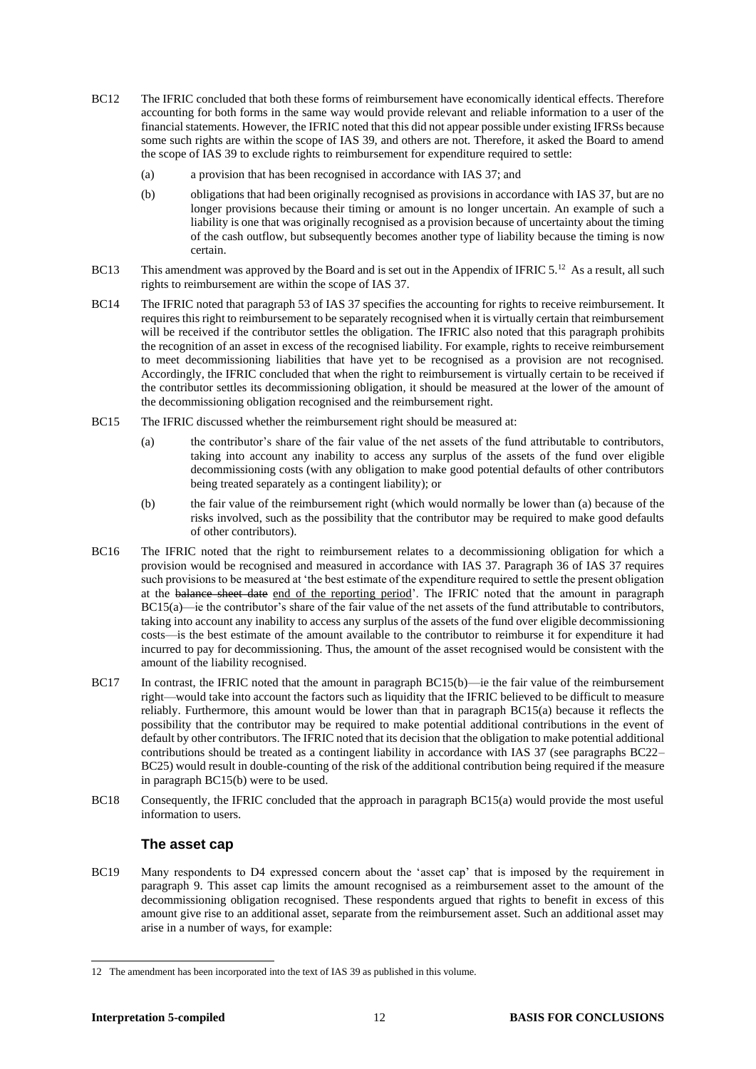BC12 The IFRIC concluded that both these forms of reimbursement have economically identical effects. Therefore accounting for both forms in the same way would provide relevant and reliable information to a user of the financial statements. However, the IFRIC noted that this did not appear possible under existing IFRSs because some such rights are within the scope of IAS 39, and others are not. Therefore, it asked the Board to amend the scope of IAS 39 to exclude rights to reimbursement for expenditure required to settle:

(a) a provision that has been recognised in accordance with IAS 37; and

(b) obligations that had been originally recognised as provisions in accordance with IAS 37, but are no longer provisions because their timing or amount is no longer uncertain. An example of such a liability is one that was originally recognised as a provision because of uncertainty about the timing of the cash outflow, but subsequently becomes another type of liability because the timing is now certain.

BC13 This amendment was approved by the Board and is set out in the Appendix of IFRIC 5.[12] As a result, all such rights to reimbursement are within the scope of IAS 37.

BC14 The IFRIC noted that paragraph 53 of IAS 37 specifies the accounting for rights to receive reimbursement. It requires this right to reimbursement to be separately recognised when it is virtually certain that reimbursement will be received if the contributor settles the obligation. The IFRIC also noted that this paragraph prohibits the recognition of an asset in excess of the recognised liability. For example, rights to receive reimbursement to meet decommissioning liabilities that have yet to be recognised as a provision are not recognised. Accordingly, the IFRIC concluded that when the right to reimbursement is virtually certain to be received if the contributor settles its decommissioning obligation, it should be measured at the lower of the amount of the decommissioning obligation recognised and the reimbursement right.

BC15 The IFRIC discussed whether the reimbursement right should be measured at:

(a) the contributor's share of the fair value of the net assets of the fund attributable to contributors, taking into account any inability to access any surplus of the assets of the fund over eligible decommissioning costs (with any obligation to make good potential defaults of other contributors being treated separately as a contingent liability); or

(b) the fair value of the reimbursement right (which would normally be lower than (a) because of the risks involved, such as the possibility that the contributor may be required to make good defaults of other contributors).

BC16 The IFRIC noted that the right to reimbursement relates to a decommissioning obligation for which a provision would be recognised and measured in accordance with IAS 37. Paragraph 36 of IAS 37 requires such provisions to be measured at 'the best estimate of the expenditure required to settle the present obligation at the ~~balance sheet date~~ end of the reporting period'. The IFRIC noted that the amount in paragraph BC15(a)—ie the contributor's share of the fair value of the net assets of the fund attributable to contributors, taking into account any inability to access any surplus of the assets of the fund over eligible decommissioning costs—is the best estimate of the amount available to the contributor to reimburse it for expenditure it had incurred to pay for decommissioning. Thus, the amount of the asset recognised would be consistent with the amount of the liability recognised.

BC17 In contrast, the IFRIC noted that the amount in paragraph BC15(b)—ie the fair value of the reimbursement right—would take into account the factors such as liquidity that the IFRIC believed to be difficult to measure reliably. Furthermore, this amount would be lower than that in paragraph BC15(a) because it reflects the possibility that the contributor may be required to make potential additional contributions in the event of default by other contributors. The IFRIC noted that its decision that the obligation to make potential additional contributions should be treated as a contingent liability in accordance with IAS 37 (see paragraphs BC22–BC25) would result in double-counting of the risk of the additional contribution being required if the measure in paragraph BC15(b) were to be used.

BC18 Consequently, the IFRIC concluded that the approach in paragraph BC15(a) would provide the most useful information to users.

### The asset cap

BC19 Many respondents to D4 expressed concern about the 'asset cap' that is imposed by the requirement in paragraph 9. This asset cap limits the amount recognised as a reimbursement asset to the amount of the decommissioning obligation recognised. These respondents argued that rights to benefit in excess of this amount give rise to an additional asset, separate from the reimbursement asset. Such an additional asset may arise in a number of ways, for example:

---

12 The amendment has been incorporated into the text of IAS 39 as published in this volume.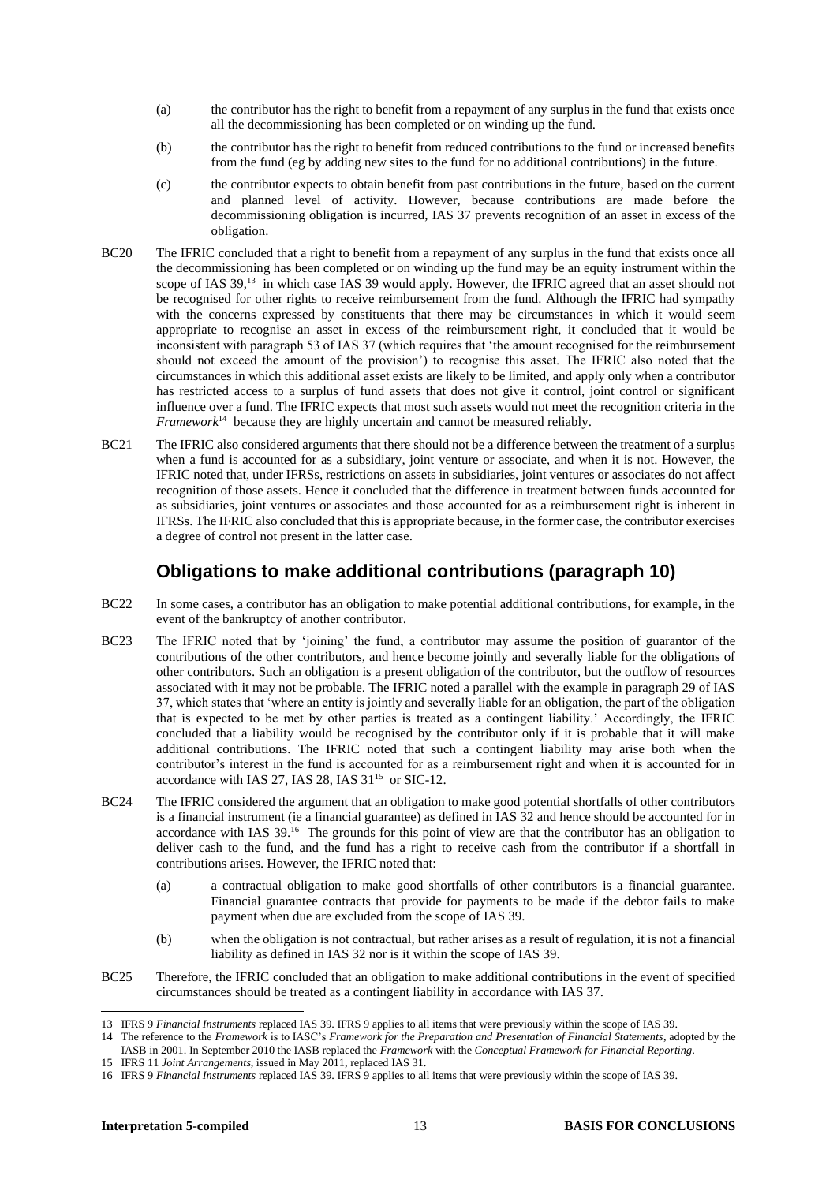(a) the contributor has the right to benefit from a repayment of any surplus in the fund that exists once all the decommissioning has been completed or on winding up the fund.

(b) the contributor has the right to benefit from reduced contributions to the fund or increased benefits from the fund (eg by adding new sites to the fund for no additional contributions) in the future.

(c) the contributor expects to obtain benefit from past contributions in the future, based on the current and planned level of activity. However, because contributions are made before the decommissioning obligation is incurred, IAS 37 prevents recognition of an asset in excess of the obligation.

BC20 The IFRIC concluded that a right to benefit from a repayment of any surplus in the fund that exists once all the decommissioning has been completed or on winding up the fund may be an equity instrument within the scope of IAS 39,[13] in which case IAS 39 would apply. However, the IFRIC agreed that an asset should not be recognised for other rights to receive reimbursement from the fund. Although the IFRIC had sympathy with the concerns expressed by constituents that there may be circumstances in which it would seem appropriate to recognise an asset in excess of the reimbursement right, it concluded that it would be inconsistent with paragraph 53 of IAS 37 (which requires that 'the amount recognised for the reimbursement should not exceed the amount of the provision') to recognise this asset. The IFRIC also noted that the circumstances in which this additional asset exists are likely to be limited, and apply only when a contributor has restricted access to a surplus of fund assets that does not give it control, joint control or significant influence over a fund. The IFRIC expects that most such assets would not meet the recognition criteria in the *Framework*[14] because they are highly uncertain and cannot be measured reliably.

BC21 The IFRIC also considered arguments that there should not be a difference between the treatment of a surplus when a fund is accounted for as a subsidiary, joint venture or associate, and when it is not. However, the IFRIC noted that, under IFRSs, restrictions on assets in subsidiaries, joint ventures or associates do not affect recognition of those assets. Hence it concluded that the difference in treatment between funds accounted for as subsidiaries, joint ventures or associates and those accounted for as a reimbursement right is inherent in IFRSs. The IFRIC also concluded that this is appropriate because, in the former case, the contributor exercises a degree of control not present in the latter case.

## Obligations to make additional contributions (paragraph 10)

BC22 In some cases, a contributor has an obligation to make potential additional contributions, for example, in the event of the bankruptcy of another contributor.

BC23 The IFRIC noted that by 'joining' the fund, a contributor may assume the position of guarantor of the contributions of the other contributors, and hence become jointly and severally liable for the obligations of other contributors. Such an obligation is a present obligation of the contributor, but the outflow of resources associated with it may not be probable. The IFRIC noted a parallel with the example in paragraph 29 of IAS 37, which states that 'where an entity is jointly and severally liable for an obligation, the part of the obligation that is expected to be met by other parties is treated as a contingent liability.' Accordingly, the IFRIC concluded that a liability would be recognised by the contributor only if it is probable that it will make additional contributions. The IFRIC noted that such a contingent liability may arise both when the contributor's interest in the fund is accounted for as a reimbursement right and when it is accounted for in accordance with IAS 27, IAS 28, IAS 31[15] or SIC-12.

BC24 The IFRIC considered the argument that an obligation to make good potential shortfalls of other contributors is a financial instrument (ie a financial guarantee) as defined in IAS 32 and hence should be accounted for in accordance with IAS 39.[16] The grounds for this point of view are that the contributor has an obligation to deliver cash to the fund, and the fund has a right to receive cash from the contributor if a shortfall in contributions arises. However, the IFRIC noted that:

(a) a contractual obligation to make good shortfalls of other contributors is a financial guarantee. Financial guarantee contracts that provide for payments to be made if the debtor fails to make payment when due are excluded from the scope of IAS 39.

(b) when the obligation is not contractual, but rather arises as a result of regulation, it is not a financial liability as defined in IAS 32 nor is it within the scope of IAS 39.

BC25 Therefore, the IFRIC concluded that an obligation to make additional contributions in the event of specified circumstances should be treated as a contingent liability in accordance with IAS 37.

---

13 IFRS 9 *Financial Instruments* replaced IAS 39. IFRS 9 applies to all items that were previously within the scope of IAS 39.

14 The reference to the *Framework* is to IASC's *Framework for the Preparation and Presentation of Financial Statements*, adopted by the IASB in 2001. In September 2010 the IASB replaced the *Framework* with the *Conceptual Framework for Financial Reporting*.

15 IFRS 11 *Joint Arrangements*, issued in May 2011, replaced IAS 31.

16 IFRS 9 *Financial Instruments* replaced IAS 39. IFRS 9 applies to all items that were previously within the scope of IAS 39.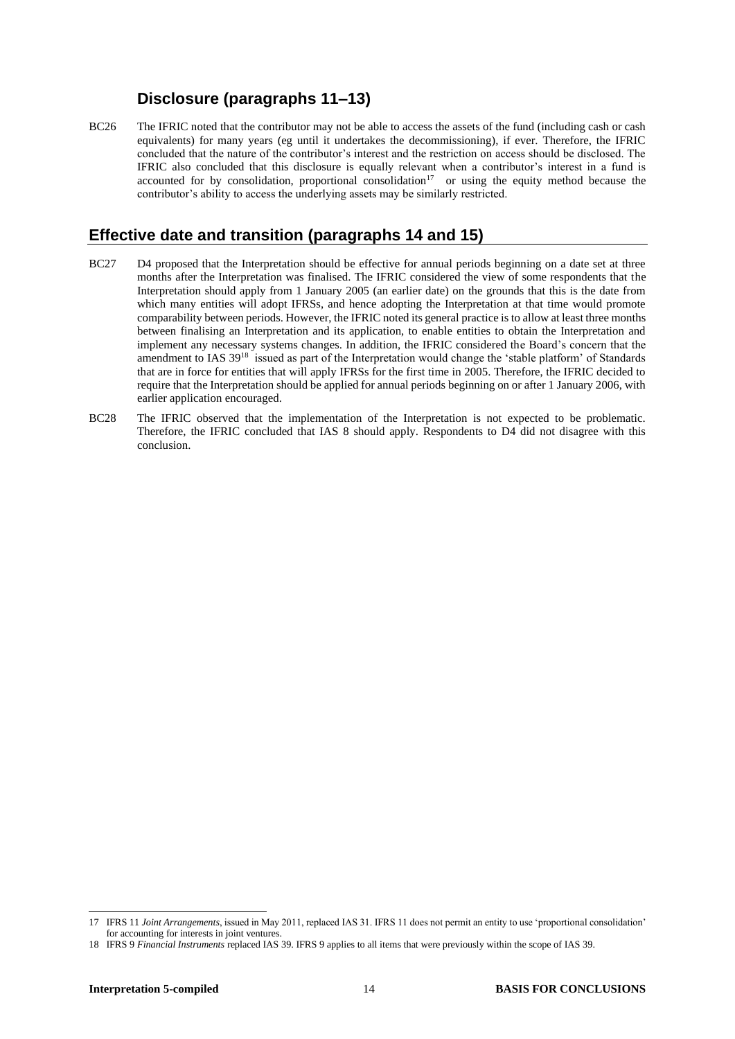### Disclosure (paragraphs 11–13)

BC26 The IFRIC noted that the contributor may not be able to access the assets of the fund (including cash or cash equivalents) for many years (eg until it undertakes the decommissioning), if ever. Therefore, the IFRIC concluded that the nature of the contributor's interest and the restriction on access should be disclosed. The IFRIC also concluded that this disclosure is equally relevant when a contributor's interest in a fund is accounted for by consolidation, proportional consolidation[17] or using the equity method because the contributor's ability to access the underlying assets may be similarly restricted.

## Effective date and transition (paragraphs 14 and 15)

BC27 D4 proposed that the Interpretation should be effective for annual periods beginning on a date set at three months after the Interpretation was finalised. The IFRIC considered the view of some respondents that the Interpretation should apply from 1 January 2005 (an earlier date) on the grounds that this is the date from which many entities will adopt IFRSs, and hence adopting the Interpretation at that time would promote comparability between periods. However, the IFRIC noted its general practice is to allow at least three months between finalising an Interpretation and its application, to enable entities to obtain the Interpretation and implement any necessary systems changes. In addition, the IFRIC considered the Board's concern that the amendment to IAS 39[18] issued as part of the Interpretation would change the 'stable platform' of Standards that are in force for entities that will apply IFRSs for the first time in 2005. Therefore, the IFRIC decided to require that the Interpretation should be applied for annual periods beginning on or after 1 January 2006, with earlier application encouraged.

BC28 The IFRIC observed that the implementation of the Interpretation is not expected to be problematic. Therefore, the IFRIC concluded that IAS 8 should apply. Respondents to D4 did not disagree with this conclusion.

---

17 IFRS 11 *Joint Arrangements*, issued in May 2011, replaced IAS 31. IFRS 11 does not permit an entity to use 'proportional consolidation' for accounting for interests in joint ventures.

18 IFRS 9 *Financial Instruments* replaced IAS 39. IFRS 9 applies to all items that were previously within the scope of IAS 39.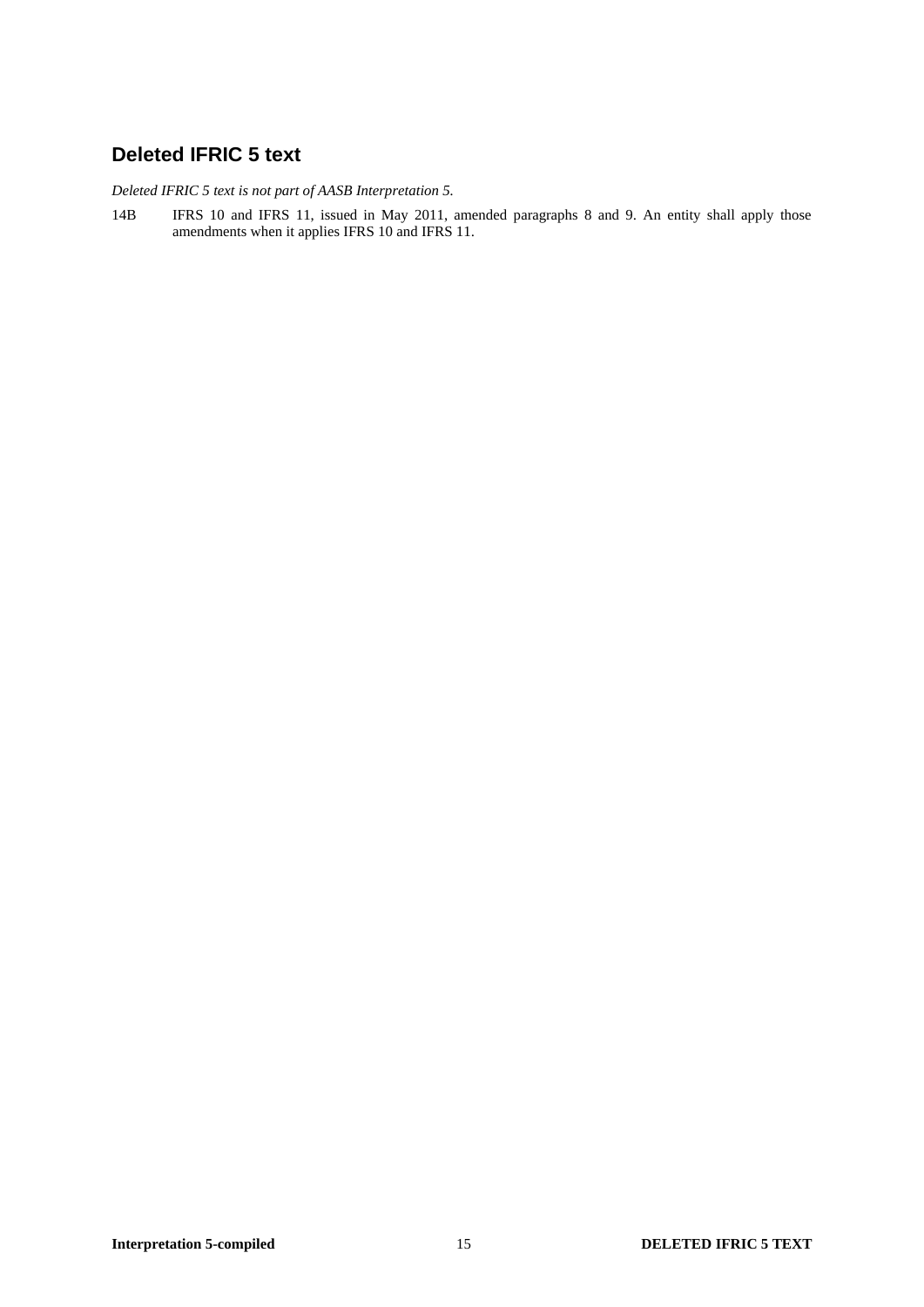## Deleted IFRIC 5 text

*Deleted IFRIC 5 text is not part of AASB Interpretation 5.*

14B IFRS 10 and IFRS 11, issued in May 2011, amended paragraphs 8 and 9. An entity shall apply those amendments when it applies IFRS 10 and IFRS 11.